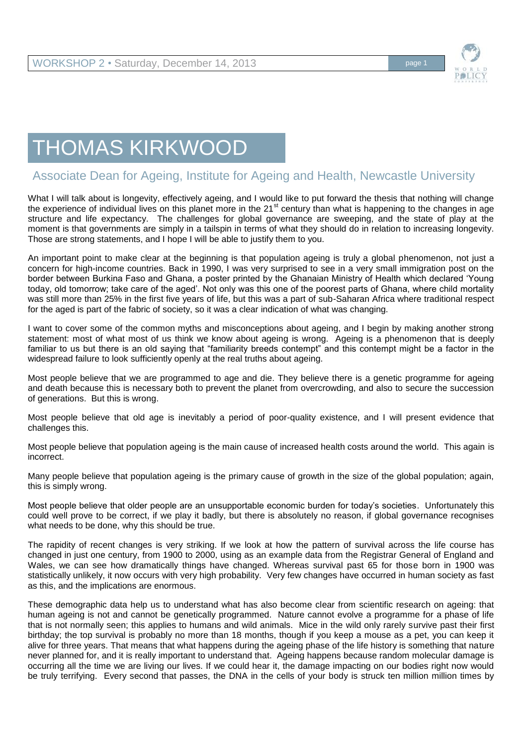# THOMAS KIRKWOOD

## Associate Dean for Ageing, Institute for Ageing and Health, Newcastle University

What I will talk about is longevity, effectively ageing, and I would like to put forward the thesis that nothing will change the experience of individual lives on this planet more in the 21st century than what is happening to the changes in age structure and life expectancy. The challenges for global governance are sweeping, and the state of play at the moment is that governments are simply in a tailspin in terms of what they should do in relation to increasing longevity. Those are strong statements, and I hope I will be able to justify them to you.

An important point to make clear at the beginning is that population ageing is truly a global phenomenon, not just a concern for high-income countries. Back in 1990, I was very surprised to see in a very small immigration post on the border between Burkina Faso and Ghana, a poster printed by the Ghanaian Ministry of Health which declared 'Young today, old tomorrow; take care of the aged'. Not only was this one of the poorest parts of Ghana, where child mortality was still more than 25% in the first five years of life, but this was a part of sub-Saharan Africa where traditional respect for the aged is part of the fabric of society, so it was a clear indication of what was changing.

I want to cover some of the common myths and misconceptions about ageing, and I begin by making another strong statement: most of what most of us think we know about ageing is wrong. Ageing is a phenomenon that is deeply familiar to us but there is an old saying that "familiarity breeds contempt" and this contempt might be a factor in the widespread failure to look sufficiently openly at the real truths about ageing.

Most people believe that we are programmed to age and die. They believe there is a genetic programme for ageing and death because this is necessary both to prevent the planet from overcrowding, and also to secure the succession of generations. But this is wrong.

Most people believe that old age is inevitably a period of poor-quality existence, and I will present evidence that challenges this.

Most people believe that population ageing is the main cause of increased health costs around the world. This again is incorrect.

Many people believe that population ageing is the primary cause of growth in the size of the global population; again, this is simply wrong.

Most people believe that older people are an unsupportable economic burden for today's societies. Unfortunately this could well prove to be correct, if we play it badly, but there is absolutely no reason, if global governance recognises what needs to be done, why this should be true.

The rapidity of recent changes is very striking. If we look at how the pattern of survival across the life course has changed in just one century, from 1900 to 2000, using as an example data from the Registrar General of England and Wales, we can see how dramatically things have changed. Whereas survival past 65 for those born in 1900 was statistically unlikely, it now occurs with very high probability. Very few changes have occurred in human society as fast as this, and the implications are enormous.

These demographic data help us to understand what has also become clear from scientific research on ageing: that human ageing is not and cannot be genetically programmed. Nature cannot evolve a programme for a phase of life that is not normally seen; this applies to humans and wild animals. Mice in the wild only rarely survive past their first birthday; the top survival is probably no more than 18 months, though if you keep a mouse as a pet, you can keep it alive for three years. That means that what happens during the ageing phase of the life history is something that nature never planned for, and it is really important to understand that. Ageing happens because random molecular damage is occurring all the time we are living our lives. If we could hear it, the damage impacting on our bodies right now would be truly terrifying. Every second that passes, the DNA in the cells of your body is struck ten million million times by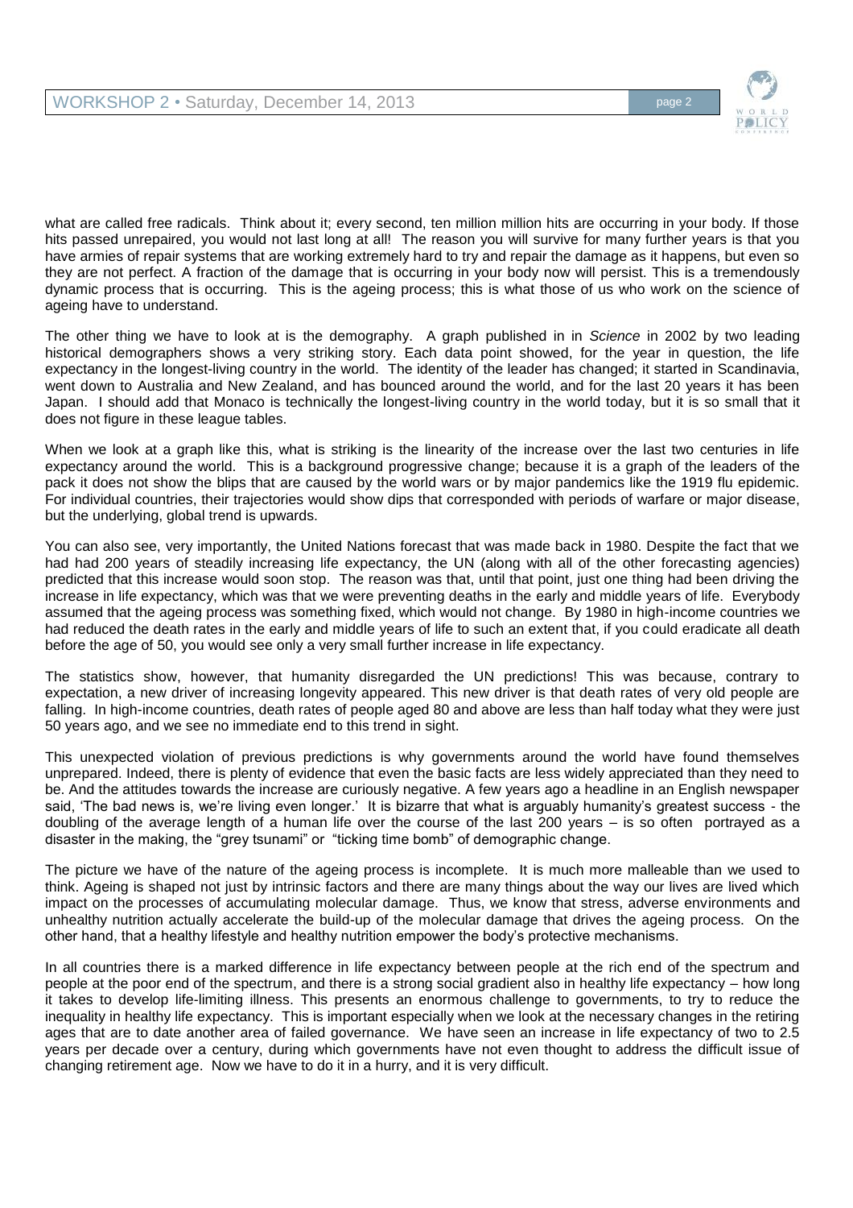what are called free radicals. Think about it; every second, ten million million hits are occurring in your body. If those hits passed unrepaired, you would not last long at all! The reason you will survive for many further years is that you have armies of repair systems that are working extremely hard to try and repair the damage as it happens, but even so they are not perfect. A fraction of the damage that is occurring in your body now will persist. This is a tremendously dynamic process that is occurring. This is the ageing process; this is what those of us who work on the science of ageing have to understand.

The other thing we have to look at is the demography. A graph published in in *Science* in 2002 by two leading historical demographers shows a very striking story. Each data point showed, for the year in question, the life expectancy in the longest-living country in the world. The identity of the leader has changed; it started in Scandinavia, went down to Australia and New Zealand, and has bounced around the world, and for the last 20 years it has been Japan. I should add that Monaco is technically the longest-living country in the world today, but it is so small that it does not figure in these league tables.

When we look at a graph like this, what is striking is the linearity of the increase over the last two centuries in life expectancy around the world. This is a background progressive change; because it is a graph of the leaders of the pack it does not show the blips that are caused by the world wars or by major pandemics like the 1919 flu epidemic. For individual countries, their trajectories would show dips that corresponded with periods of warfare or major disease, but the underlying, global trend is upwards.

You can also see, very importantly, the United Nations forecast that was made back in 1980. Despite the fact that we had had 200 years of steadily increasing life expectancy, the UN (along with all of the other forecasting agencies) predicted that this increase would soon stop. The reason was that, until that point, just one thing had been driving the increase in life expectancy, which was that we were preventing deaths in the early and middle years of life. Everybody assumed that the ageing process was something fixed, which would not change. By 1980 in high-income countries we had reduced the death rates in the early and middle years of life to such an extent that, if you could eradicate all death before the age of 50, you would see only a very small further increase in life expectancy.

The statistics show, however, that humanity disregarded the UN predictions! This was because, contrary to expectation, a new driver of increasing longevity appeared. This new driver is that death rates of very old people are falling. In high-income countries, death rates of people aged 80 and above are less than half today what they were just 50 years ago, and we see no immediate end to this trend in sight.

This unexpected violation of previous predictions is why governments around the world have found themselves unprepared. Indeed, there is plenty of evidence that even the basic facts are less widely appreciated than they need to be. And the attitudes towards the increase are curiously negative. A few years ago a headline in an English newspaper said, 'The bad news is, we're living even longer.' It is bizarre that what is arguably humanity's greatest success - the doubling of the average length of a human life over the course of the last 200 years – is so often portrayed as a disaster in the making, the "grey tsunami" or "ticking time bomb" of demographic change.

The picture we have of the nature of the ageing process is incomplete. It is much more malleable than we used to think. Ageing is shaped not just by intrinsic factors and there are many things about the way our lives are lived which impact on the processes of accumulating molecular damage. Thus, we know that stress, adverse environments and unhealthy nutrition actually accelerate the build-up of the molecular damage that drives the ageing process. On the other hand, that a healthy lifestyle and healthy nutrition empower the body's protective mechanisms.

In all countries there is a marked difference in life expectancy between people at the rich end of the spectrum and people at the poor end of the spectrum, and there is a strong social gradient also in healthy life expectancy – how long it takes to develop life-limiting illness. This presents an enormous challenge to governments, to try to reduce the inequality in healthy life expectancy. This is important especially when we look at the necessary changes in the retiring ages that are to date another area of failed governance. We have seen an increase in life expectancy of two to 2.5 years per decade over a century, during which governments have not even thought to address the difficult issue of changing retirement age. Now we have to do it in a hurry, and it is very difficult.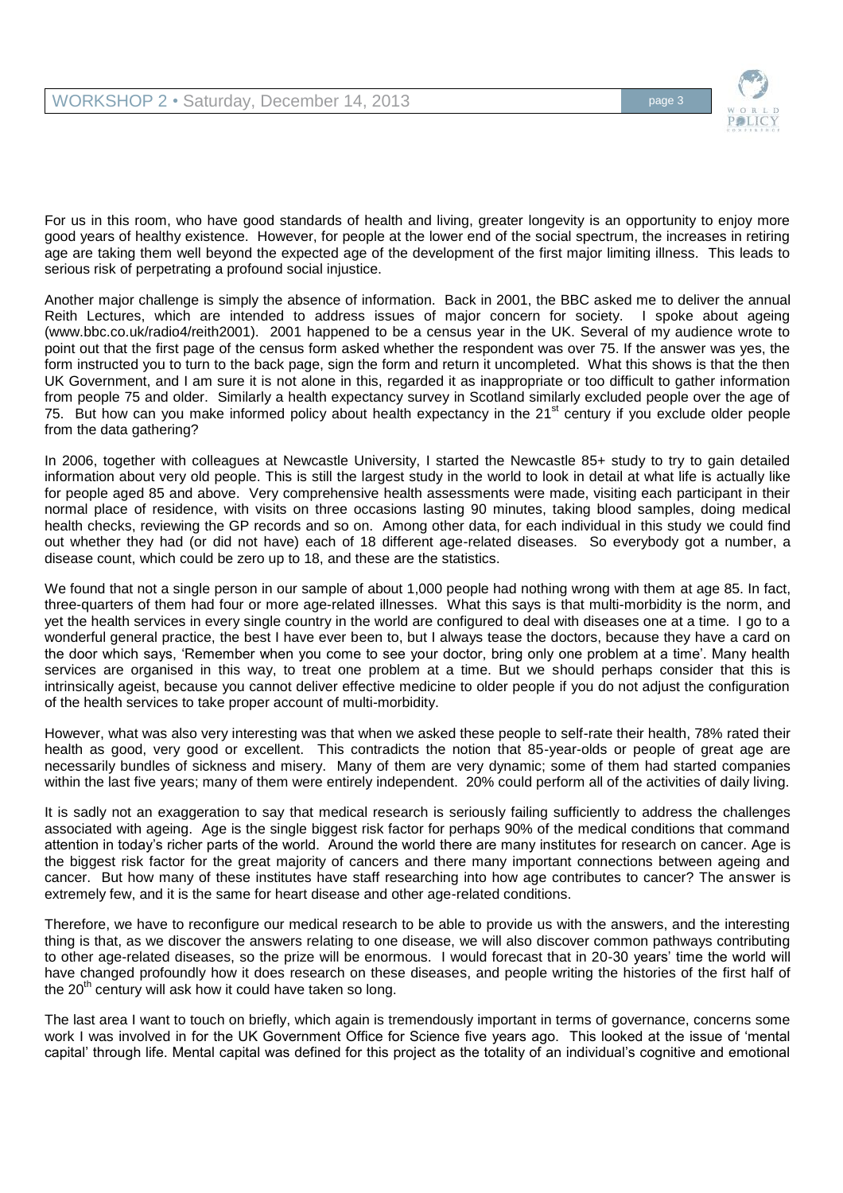For us in this room, who have good standards of health and living, greater longevity is an opportunity to enjoy more good years of healthy existence. However, for people at the lower end of the social spectrum, the increases in retiring age are taking them well beyond the expected age of the development of the first major limiting illness. This leads to serious risk of perpetrating a profound social injustice.

Another major challenge is simply the absence of information. Back in 2001, the BBC asked me to deliver the annual Reith Lectures, which are intended to address issues of major concern for society. I spoke about ageing (www.bbc.co.uk/radio4/reith2001). 2001 happened to be a census year in the UK. Several of my audience wrote to point out that the first page of the census form asked whether the respondent was over 75. If the answer was yes, the form instructed you to turn to the back page, sign the form and return it uncompleted. What this shows is that the then UK Government, and I am sure it is not alone in this, regarded it as inappropriate or too difficult to gather information from people 75 and older. Similarly a health expectancy survey in Scotland similarly excluded people over the age of 75. But how can you make informed policy about health expectancy in the 21st century if you exclude older people from the data gathering?

In 2006, together with colleagues at Newcastle University, I started the Newcastle 85+ study to try to gain detailed information about very old people. This is still the largest study in the world to look in detail at what life is actually like for people aged 85 and above. Very comprehensive health assessments were made, visiting each participant in their normal place of residence, with visits on three occasions lasting 90 minutes, taking blood samples, doing medical health checks, reviewing the GP records and so on. Among other data, for each individual in this study we could find out whether they had (or did not have) each of 18 different age-related diseases. So everybody got a number, a disease count, which could be zero up to 18, and these are the statistics.

We found that not a single person in our sample of about 1,000 people had nothing wrong with them at age 85. In fact, three-quarters of them had four or more age-related illnesses. What this says is that multi-morbidity is the norm, and yet the health services in every single country in the world are configured to deal with diseases one at a time. I go to a wonderful general practice, the best I have ever been to, but I always tease the doctors, because they have a card on the door which says, 'Remember when you come to see your doctor, bring only one problem at a time'. Many health services are organised in this way, to treat one problem at a time. But we should perhaps consider that this is intrinsically ageist, because you cannot deliver effective medicine to older people if you do not adjust the configuration of the health services to take proper account of multi-morbidity.

However, what was also very interesting was that when we asked these people to self-rate their health, 78% rated their health as good, very good or excellent. This contradicts the notion that 85-year-olds or people of great age are necessarily bundles of sickness and misery. Many of them are very dynamic; some of them had started companies within the last five years; many of them were entirely independent. 20% could perform all of the activities of daily living.

It is sadly not an exaggeration to say that medical research is seriously failing sufficiently to address the challenges associated with ageing. Age is the single biggest risk factor for perhaps 90% of the medical conditions that command attention in today's richer parts of the world. Around the world there are many institutes for research on cancer. Age is the biggest risk factor for the great majority of cancers and there many important connections between ageing and cancer. But how many of these institutes have staff researching into how age contributes to cancer? The answer is extremely few, and it is the same for heart disease and other age-related conditions.

Therefore, we have to reconfigure our medical research to be able to provide us with the answers, and the interesting thing is that, as we discover the answers relating to one disease, we will also discover common pathways contributing to other age-related diseases, so the prize will be enormous. I would forecast that in 20-30 years' time the world will have changed profoundly how it does research on these diseases, and people writing the histories of the first half of the 20th century will ask how it could have taken so long.

The last area I want to touch on briefly, which again is tremendously important in terms of governance, concerns some work I was involved in for the UK Government Office for Science five years ago. This looked at the issue of 'mental capital' through life. Mental capital was defined for this project as the totality of an individual's cognitive and emotional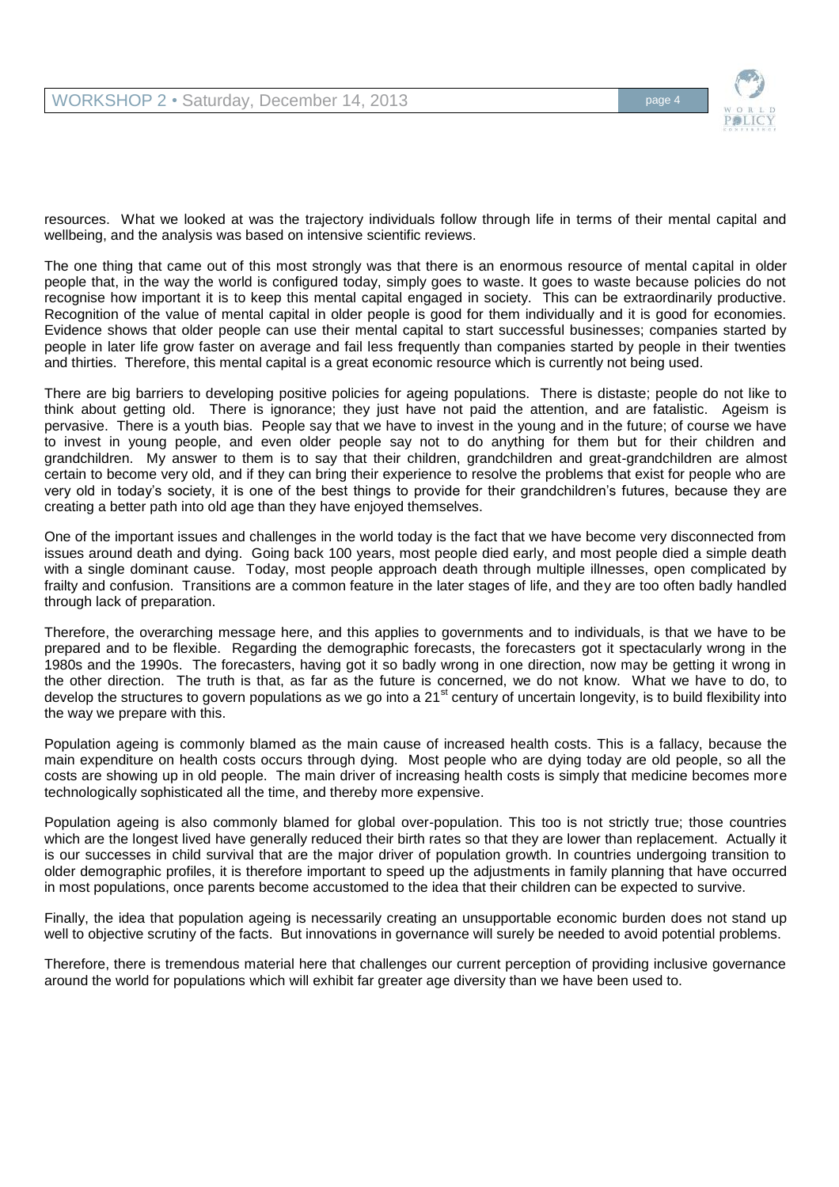resources. What we looked at was the trajectory individuals follow through life in terms of their mental capital and wellbeing, and the analysis was based on intensive scientific reviews.

The one thing that came out of this most strongly was that there is an enormous resource of mental capital in older people that, in the way the world is configured today, simply goes to waste. It goes to waste because policies do not recognise how important it is to keep this mental capital engaged in society. This can be extraordinarily productive. Recognition of the value of mental capital in older people is good for them individually and it is good for economies. Evidence shows that older people can use their mental capital to start successful businesses; companies started by people in later life grow faster on average and fail less frequently than companies started by people in their twenties and thirties. Therefore, this mental capital is a great economic resource which is currently not being used.

There are big barriers to developing positive policies for ageing populations. There is distaste; people do not like to think about getting old. There is ignorance; they just have not paid the attention, and are fatalistic. Ageism is pervasive. There is a youth bias. People say that we have to invest in the young and in the future; of course we have to invest in young people, and even older people say not to do anything for them but for their children and grandchildren. My answer to them is to say that their children, grandchildren and great-grandchildren are almost certain to become very old, and if they can bring their experience to resolve the problems that exist for people who are very old in today's society, it is one of the best things to provide for their grandchildren's futures, because they are creating a better path into old age than they have enjoyed themselves.

One of the important issues and challenges in the world today is the fact that we have become very disconnected from issues around death and dying. Going back 100 years, most people died early, and most people died a simple death with a single dominant cause. Today, most people approach death through multiple illnesses, open complicated by frailty and confusion. Transitions are a common feature in the later stages of life, and they are too often badly handled through lack of preparation.

Therefore, the overarching message here, and this applies to governments and to individuals, is that we have to be prepared and to be flexible. Regarding the demographic forecasts, the forecasters got it spectacularly wrong in the 1980s and the 1990s. The forecasters, having got it so badly wrong in one direction, now may be getting it wrong in the other direction. The truth is that, as far as the future is concerned, we do not know. What we have to do, to develop the structures to govern populations as we go into a 21st century of uncertain longevity, is to build flexibility into the way we prepare with this.

Population ageing is commonly blamed as the main cause of increased health costs. This is a fallacy, because the main expenditure on health costs occurs through dying. Most people who are dying today are old people, so all the costs are showing up in old people. The main driver of increasing health costs is simply that medicine becomes more technologically sophisticated all the time, and thereby more expensive.

Population ageing is also commonly blamed for global over-population. This too is not strictly true; those countries which are the longest lived have generally reduced their birth rates so that they are lower than replacement. Actually it is our successes in child survival that are the major driver of population growth. In countries undergoing transition to older demographic profiles, it is therefore important to speed up the adjustments in family planning that have occurred in most populations, once parents become accustomed to the idea that their children can be expected to survive.

Finally, the idea that population ageing is necessarily creating an unsupportable economic burden does not stand up well to objective scrutiny of the facts. But innovations in governance will surely be needed to avoid potential problems.

Therefore, there is tremendous material here that challenges our current perception of providing inclusive governance around the world for populations which will exhibit far greater age diversity than we have been used to.